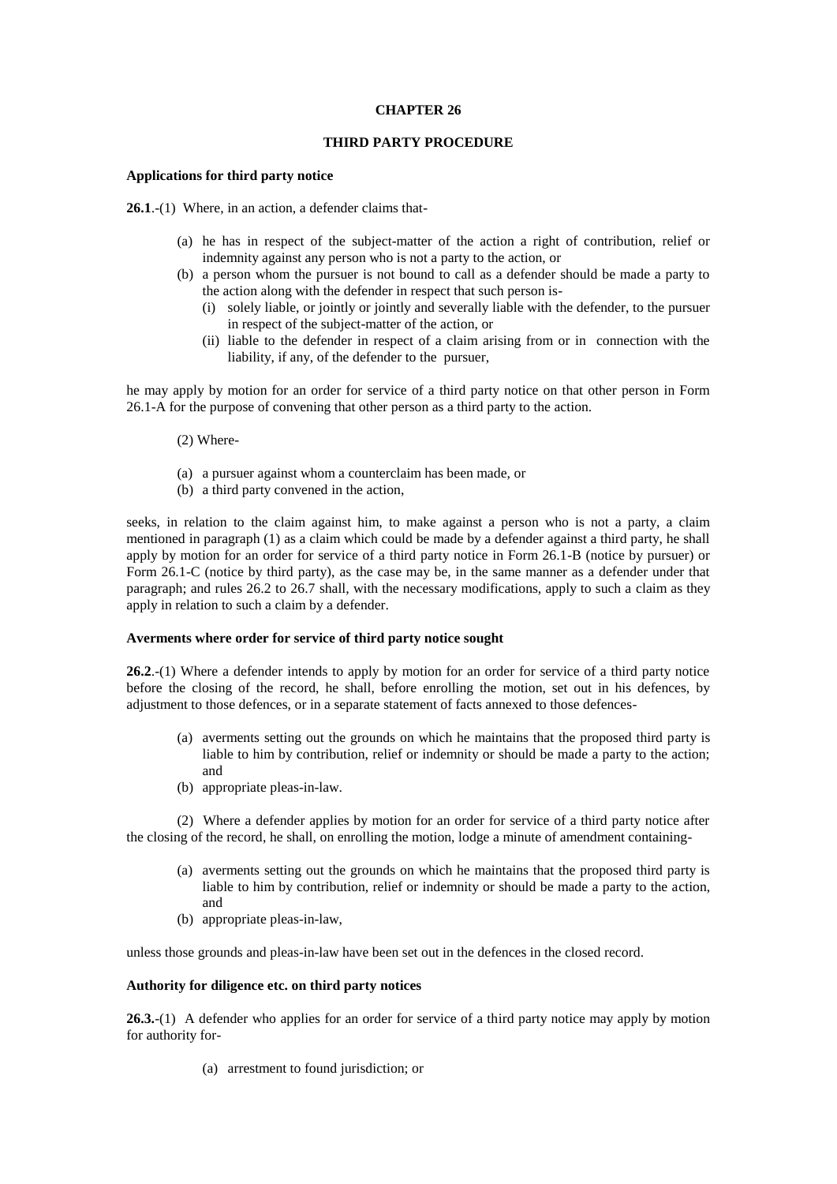# CHAPTER 26

## THIRD PARTY PROCEDURE

### Applications for third party notice

**26.1**.-(1) Where, in an action, a defender claims that-

- (a) he has in respect of the subject-matter of the action a right of contribution, relief or indemnity against any person who is not a party to the action, or
- (b) a person whom the pursuer is not bound to call as a defender should be made a party to the action along with the defender in respect that such person is-
  - (i) solely liable, or jointly or jointly and severally liable with the defender, to the pursuer in respect of the subject-matter of the action, or
  - (ii) liable to the defender in respect of a claim arising from or in connection with the liability, if any, of the defender to the pursuer,

he may apply by motion for an order for service of a third party notice on that other person in Form 26.1-A for the purpose of convening that other person as a third party to the action.

(2) Where-

- (a) a pursuer against whom a counterclaim has been made, or
- (b) a third party convened in the action,

seeks, in relation to the claim against him, to make against a person who is not a party, a claim mentioned in paragraph (1) as a claim which could be made by a defender against a third party, he shall apply by motion for an order for service of a third party notice in Form 26.1-B (notice by pursuer) or Form 26.1-C (notice by third party), as the case may be, in the same manner as a defender under that paragraph; and rules 26.2 to 26.7 shall, with the necessary modifications, apply to such a claim as they apply in relation to such a claim by a defender.

### Averments where order for service of third party notice sought

**26.2**.-(1) Where a defender intends to apply by motion for an order for service of a third party notice before the closing of the record, he shall, before enrolling the motion, set out in his defences, by adjustment to those defences, or in a separate statement of facts annexed to those defences-

- (a) averments setting out the grounds on which he maintains that the proposed third party is liable to him by contribution, relief or indemnity or should be made a party to the action; and
- (b) appropriate pleas-in-law.

(2) Where a defender applies by motion for an order for service of a third party notice after the closing of the record, he shall, on enrolling the motion, lodge a minute of amendment containing-

- (a) averments setting out the grounds on which he maintains that the proposed third party is liable to him by contribution, relief or indemnity or should be made a party to the action, and
- (b) appropriate pleas-in-law,

unless those grounds and pleas-in-law have been set out in the defences in the closed record.

### Authority for diligence etc. on third party notices

**26.3.**-(1) A defender who applies for an order for service of a third party notice may apply by motion for authority for-

- (a) arrestment to found jurisdiction; or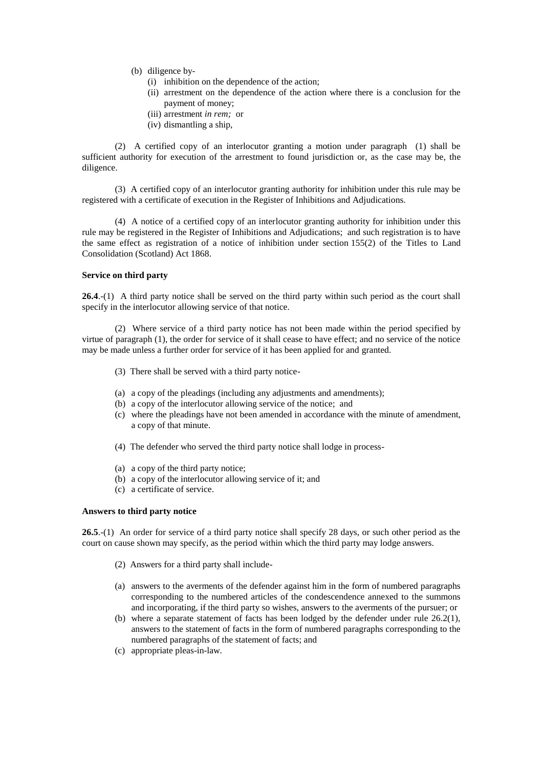(b) diligence by-
   (i) inhibition on the dependence of the action;
   (ii) arrestment on the dependence of the action where there is a conclusion for the payment of money;
   (iii) arrestment *in rem;* or
   (iv) dismantling a ship,

(2) A certified copy of an interlocutor granting a motion under paragraph (1) shall be sufficient authority for execution of the arrestment to found jurisdiction or, as the case may be, the diligence.

(3) A certified copy of an interlocutor granting authority for inhibition under this rule may be registered with a certificate of execution in the Register of Inhibitions and Adjudications.

(4) A notice of a certified copy of an interlocutor granting authority for inhibition under this rule may be registered in the Register of Inhibitions and Adjudications; and such registration is to have the same effect as registration of a notice of inhibition under section 155(2) of the Titles to Land Consolidation (Scotland) Act 1868.

**Service on third party**

**26.4**.-(1) A third party notice shall be served on the third party within such period as the court shall specify in the interlocutor allowing service of that notice.

(2) Where service of a third party notice has not been made within the period specified by virtue of paragraph (1), the order for service of it shall cease to have effect; and no service of the notice may be made unless a further order for service of it has been applied for and granted.

(3) There shall be served with a third party notice-

(a) a copy of the pleadings (including any adjustments and amendments);
(b) a copy of the interlocutor allowing service of the notice; and
(c) where the pleadings have not been amended in accordance with the minute of amendment, a copy of that minute.

(4) The defender who served the third party notice shall lodge in process-

(a) a copy of the third party notice;
(b) a copy of the interlocutor allowing service of it; and
(c) a certificate of service.

**Answers to third party notice**

**26.5**.-(1) An order for service of a third party notice shall specify 28 days, or such other period as the court on cause shown may specify, as the period within which the third party may lodge answers.

(2) Answers for a third party shall include-

(a) answers to the averments of the defender against him in the form of numbered paragraphs corresponding to the numbered articles of the condescendence annexed to the summons and incorporating, if the third party so wishes, answers to the averments of the pursuer; or
(b) where a separate statement of facts has been lodged by the defender under rule 26.2(1), answers to the statement of facts in the form of numbered paragraphs corresponding to the numbered paragraphs of the statement of facts; and
(c) appropriate pleas-in-law.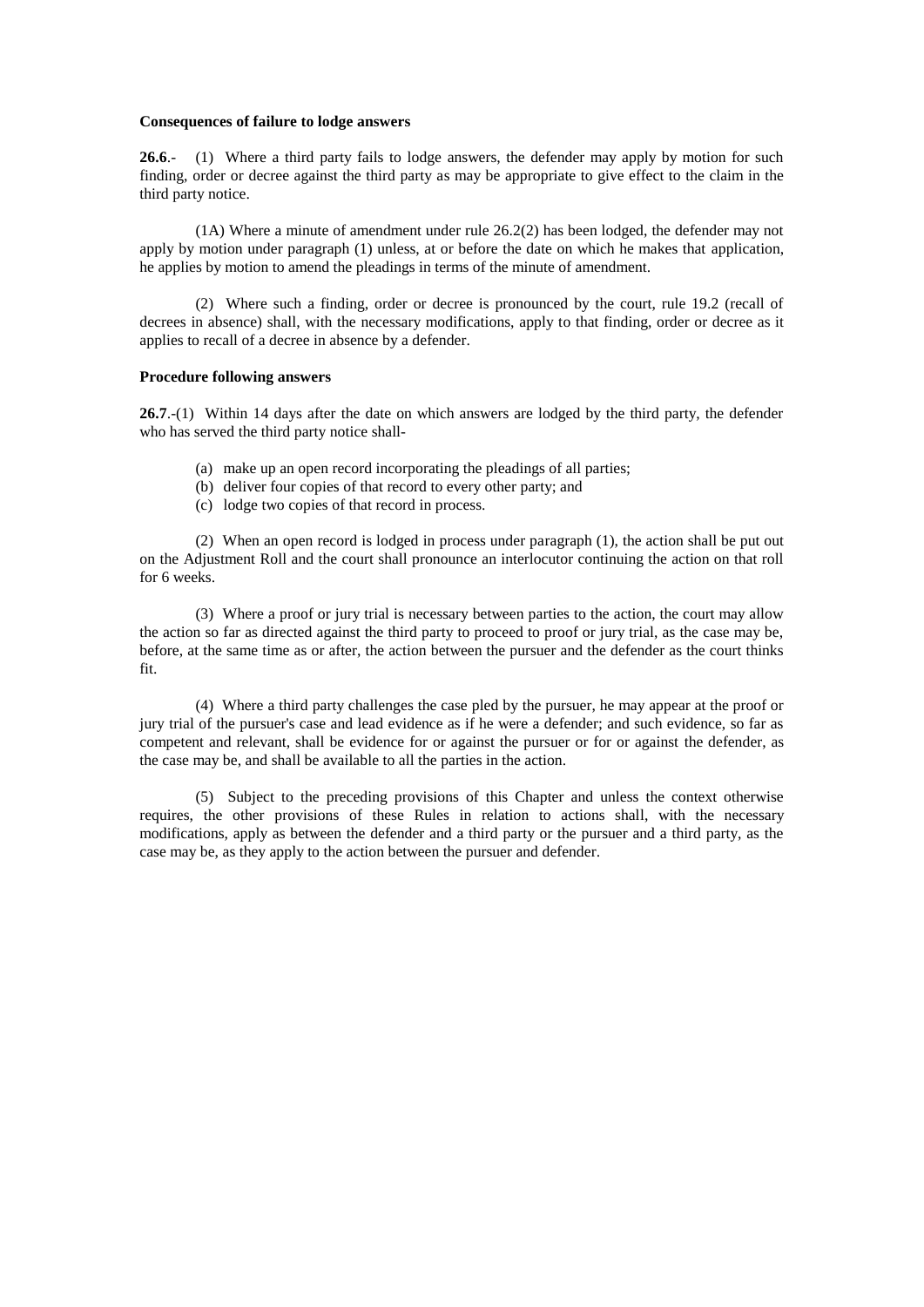**Consequences of failure to lodge answers**

**26.6**.- (1) Where a third party fails to lodge answers, the defender may apply by motion for such finding, order or decree against the third party as may be appropriate to give effect to the claim in the third party notice.

(1A) Where a minute of amendment under rule 26.2(2) has been lodged, the defender may not apply by motion under paragraph (1) unless, at or before the date on which he makes that application, he applies by motion to amend the pleadings in terms of the minute of amendment.

(2) Where such a finding, order or decree is pronounced by the court, rule 19.2 (recall of decrees in absence) shall, with the necessary modifications, apply to that finding, order or decree as it applies to recall of a decree in absence by a defender.

**Procedure following answers**

**26.7**.-(1) Within 14 days after the date on which answers are lodged by the third party, the defender who has served the third party notice shall-

(a) make up an open record incorporating the pleadings of all parties;
(b) deliver four copies of that record to every other party; and
(c) lodge two copies of that record in process.

(2) When an open record is lodged in process under paragraph (1), the action shall be put out on the Adjustment Roll and the court shall pronounce an interlocutor continuing the action on that roll for 6 weeks.

(3) Where a proof or jury trial is necessary between parties to the action, the court may allow the action so far as directed against the third party to proceed to proof or jury trial, as the case may be, before, at the same time as or after, the action between the pursuer and the defender as the court thinks fit.

(4) Where a third party challenges the case pled by the pursuer, he may appear at the proof or jury trial of the pursuer's case and lead evidence as if he were a defender; and such evidence, so far as competent and relevant, shall be evidence for or against the pursuer or for or against the defender, as the case may be, and shall be available to all the parties in the action.

(5) Subject to the preceding provisions of this Chapter and unless the context otherwise requires, the other provisions of these Rules in relation to actions shall, with the necessary modifications, apply as between the defender and a third party or the pursuer and a third party, as the case may be, as they apply to the action between the pursuer and defender.